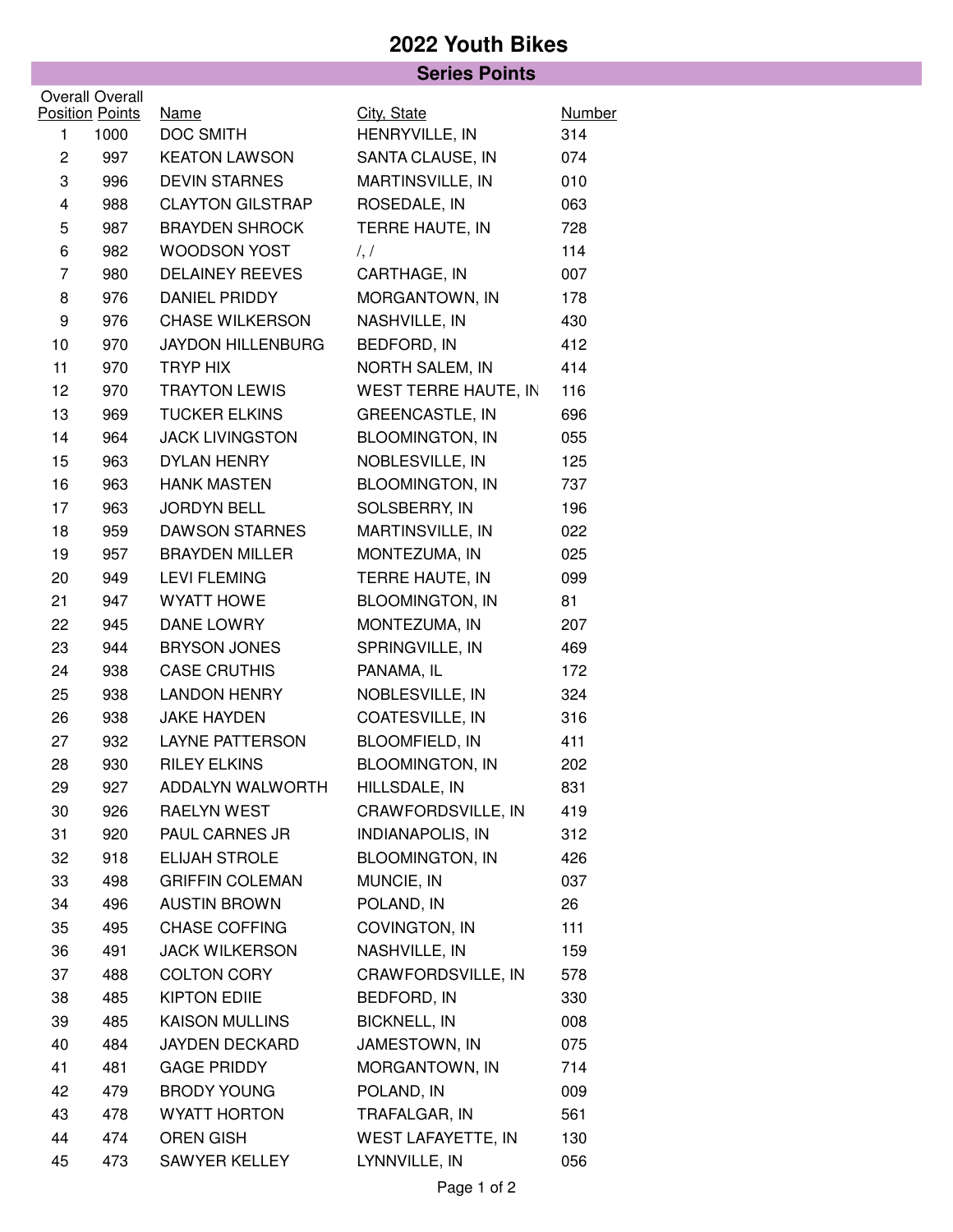# 2022 Youth Bikes

## Series Points

| Overall Position | Overall Points | Name | City, State | Number |
|---|---|---|---|---|
| 1 | 1000 | DOC SMITH | HENRYVILLE, IN | 314 |
| 2 | 997 | KEATON LAWSON | SANTA CLAUSE, IN | 074 |
| 3 | 996 | DEVIN STARNES | MARTINSVILLE, IN | 010 |
| 4 | 988 | CLAYTON GILSTRAP | ROSEDALE, IN | 063 |
| 5 | 987 | BRAYDEN SHROCK | TERRE HAUTE, IN | 728 |
| 6 | 982 | WOODSON YOST | /, / | 114 |
| 7 | 980 | DELAINEY REEVES | CARTHAGE, IN | 007 |
| 8 | 976 | DANIEL PRIDDY | MORGANTOWN, IN | 178 |
| 9 | 976 | CHASE WILKERSON | NASHVILLE, IN | 430 |
| 10 | 970 | JAYDON HILLENBURG | BEDFORD, IN | 412 |
| 11 | 970 | TRYP HIX | NORTH SALEM, IN | 414 |
| 12 | 970 | TRAYTON LEWIS | WEST TERRE HAUTE, IN | 116 |
| 13 | 969 | TUCKER ELKINS | GREENCASTLE, IN | 696 |
| 14 | 964 | JACK LIVINGSTON | BLOOMINGTON, IN | 055 |
| 15 | 963 | DYLAN HENRY | NOBLESVILLE, IN | 125 |
| 16 | 963 | HANK MASTEN | BLOOMINGTON, IN | 737 |
| 17 | 963 | JORDYN BELL | SOLSBERRY, IN | 196 |
| 18 | 959 | DAWSON STARNES | MARTINSVILLE, IN | 022 |
| 19 | 957 | BRAYDEN MILLER | MONTEZUMA, IN | 025 |
| 20 | 949 | LEVI FLEMING | TERRE HAUTE, IN | 099 |
| 21 | 947 | WYATT HOWE | BLOOMINGTON, IN | 81 |
| 22 | 945 | DANE LOWRY | MONTEZUMA, IN | 207 |
| 23 | 944 | BRYSON JONES | SPRINGVILLE, IN | 469 |
| 24 | 938 | CASE CRUTHIS | PANAMA, IL | 172 |
| 25 | 938 | LANDON HENRY | NOBLESVILLE, IN | 324 |
| 26 | 938 | JAKE HAYDEN | COATESVILLE, IN | 316 |
| 27 | 932 | LAYNE PATTERSON | BLOOMFIELD, IN | 411 |
| 28 | 930 | RILEY ELKINS | BLOOMINGTON, IN | 202 |
| 29 | 927 | ADDALYN WALWORTH | HILLSDALE, IN | 831 |
| 30 | 926 | RAELYN WEST | CRAWFORDSVILLE, IN | 419 |
| 31 | 920 | PAUL CARNES JR | INDIANAPOLIS, IN | 312 |
| 32 | 918 | ELIJAH STROLE | BLOOMINGTON, IN | 426 |
| 33 | 498 | GRIFFIN COLEMAN | MUNCIE, IN | 037 |
| 34 | 496 | AUSTIN BROWN | POLAND, IN | 26 |
| 35 | 495 | CHASE COFFING | COVINGTON, IN | 111 |
| 36 | 491 | JACK WILKERSON | NASHVILLE, IN | 159 |
| 37 | 488 | COLTON CORY | CRAWFORDSVILLE, IN | 578 |
| 38 | 485 | KIPTON EDIIE | BEDFORD, IN | 330 |
| 39 | 485 | KAISON MULLINS | BICKNELL, IN | 008 |
| 40 | 484 | JAYDEN DECKARD | JAMESTOWN, IN | 075 |
| 41 | 481 | GAGE PRIDDY | MORGANTOWN, IN | 714 |
| 42 | 479 | BRODY YOUNG | POLAND, IN | 009 |
| 43 | 478 | WYATT HORTON | TRAFALGAR, IN | 561 |
| 44 | 474 | OREN GISH | WEST LAFAYETTE, IN | 130 |
| 45 | 473 | SAWYER KELLEY | LYNNVILLE, IN | 056 |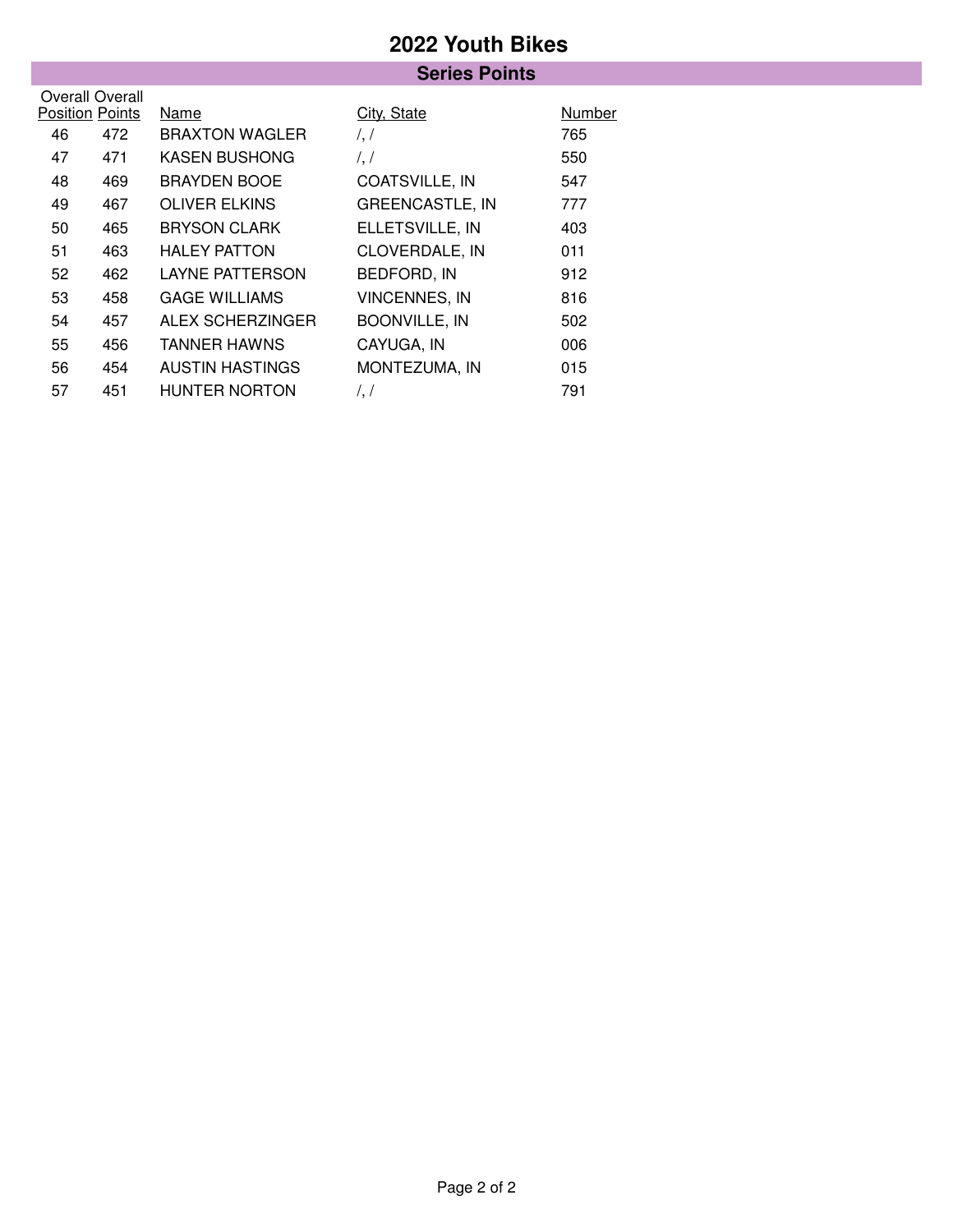# 2022 Youth Bikes

## Series Points

| Overall Position | Overall Points | Name | City, State | Number |
|---|---|---|---|---|
| 46 | 472 | BRAXTON WAGLER | /, / | 765 |
| 47 | 471 | KASEN BUSHONG | /, / | 550 |
| 48 | 469 | BRAYDEN BOOE | COATSVILLE, IN | 547 |
| 49 | 467 | OLIVER ELKINS | GREENCASTLE, IN | 777 |
| 50 | 465 | BRYSON CLARK | ELLETSVILLE, IN | 403 |
| 51 | 463 | HALEY PATTON | CLOVERDALE, IN | 011 |
| 52 | 462 | LAYNE PATTERSON | BEDFORD, IN | 912 |
| 53 | 458 | GAGE WILLIAMS | VINCENNES, IN | 816 |
| 54 | 457 | ALEX SCHERZINGER | BOONVILLE, IN | 502 |
| 55 | 456 | TANNER HAWNS | CAYUGA, IN | 006 |
| 56 | 454 | AUSTIN HASTINGS | MONTEZUMA, IN | 015 |
| 57 | 451 | HUNTER NORTON | /, / | 791 |